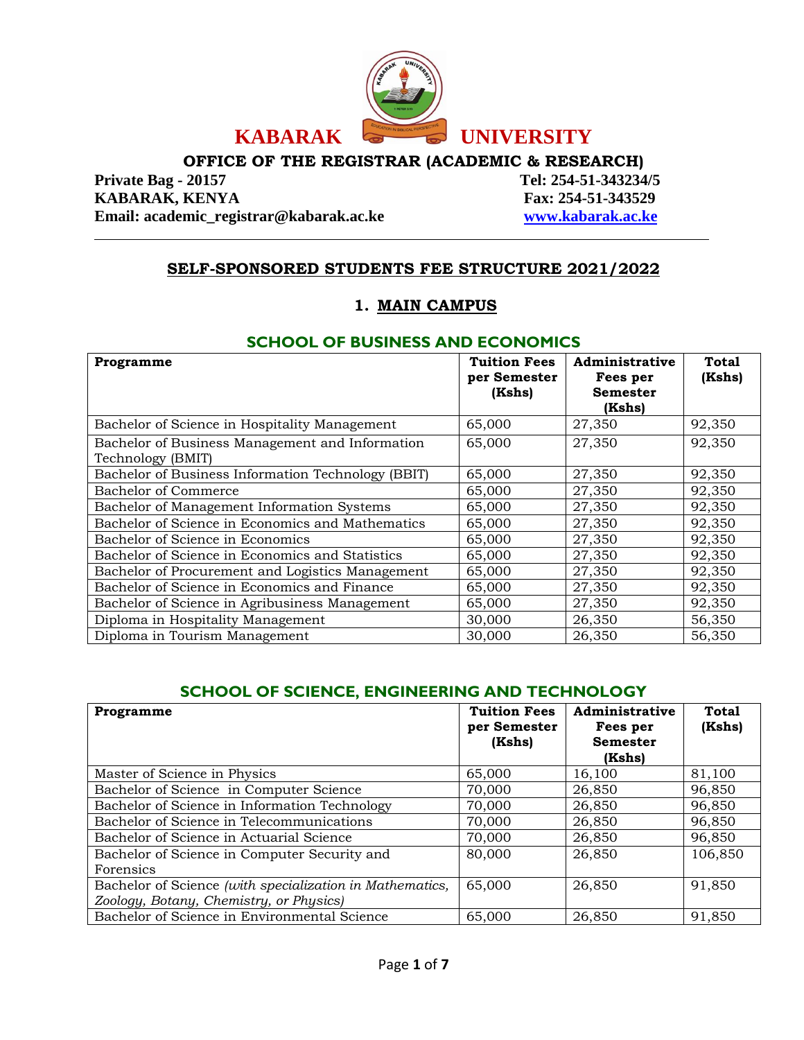# KABARAK UNIVERSITY

## OFFICE OF THE REGISTRAR (ACADEMIC & RESEARCH)

**Private Bag - 20157**
**KABARAK, KENYA**
**Email: academic_registrar@kabarak.ac.ke**

**Tel: 254-51-343234/5**
**Fax: 254-51-343529**
**www.kabarak.ac.ke**

---

## SELF-SPONSORED STUDENTS FEE STRUCTURE 2021/2022

### 1. MAIN CAMPUS

#### SCHOOL OF BUSINESS AND ECONOMICS

| Programme | Tuition Fees per Semester (Kshs) | Administrative Fees per Semester (Kshs) | Total (Kshs) |
|---|---|---|---|
| Bachelor of Science in Hospitality Management | 65,000 | 27,350 | 92,350 |
| Bachelor of Business Management and Information Technology (BMIT) | 65,000 | 27,350 | 92,350 |
| Bachelor of Business Information Technology (BBIT) | 65,000 | 27,350 | 92,350 |
| Bachelor of Commerce | 65,000 | 27,350 | 92,350 |
| Bachelor of Management Information Systems | 65,000 | 27,350 | 92,350 |
| Bachelor of Science in Economics and Mathematics | 65,000 | 27,350 | 92,350 |
| Bachelor of Science in Economics | 65,000 | 27,350 | 92,350 |
| Bachelor of Science in Economics and Statistics | 65,000 | 27,350 | 92,350 |
| Bachelor of Procurement and Logistics Management | 65,000 | 27,350 | 92,350 |
| Bachelor of Science in Economics and Finance | 65,000 | 27,350 | 92,350 |
| Bachelor of Science in Agribusiness Management | 65,000 | 27,350 | 92,350 |
| Diploma in Hospitality Management | 30,000 | 26,350 | 56,350 |
| Diploma in Tourism Management | 30,000 | 26,350 | 56,350 |

#### SCHOOL OF SCIENCE, ENGINEERING AND TECHNOLOGY

| Programme | Tuition Fees per Semester (Kshs) | Administrative Fees per Semester (Kshs) | Total (Kshs) |
|---|---|---|---|
| Master of Science in Physics | 65,000 | 16,100 | 81,100 |
| Bachelor of Science in Computer Science | 70,000 | 26,850 | 96,850 |
| Bachelor of Science in Information Technology | 70,000 | 26,850 | 96,850 |
| Bachelor of Science in Telecommunications | 70,000 | 26,850 | 96,850 |
| Bachelor of Science in Actuarial Science | 70,000 | 26,850 | 96,850 |
| Bachelor of Science in Computer Security and Forensics | 80,000 | 26,850 | 106,850 |
| Bachelor of Science *(with specialization in Mathematics, Zoology, Botany, Chemistry, or Physics)* | 65,000 | 26,850 | 91,850 |
| Bachelor of Science in Environmental Science | 65,000 | 26,850 | 91,850 |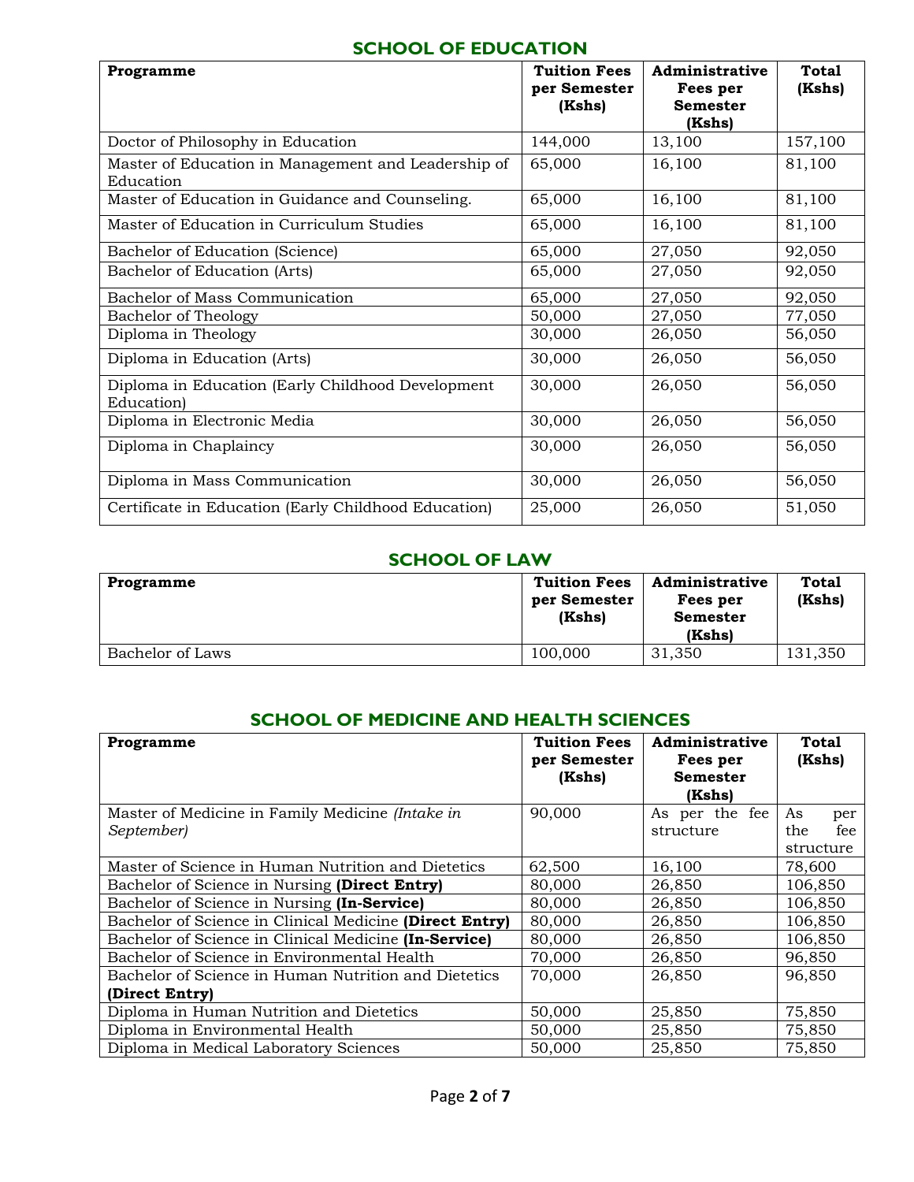## SCHOOL OF EDUCATION

| Programme | Tuition Fees per Semester (Kshs) | Administrative Fees per Semester (Kshs) | Total (Kshs) |
|---|---|---|---|
| Doctor of Philosophy in Education | 144,000 | 13,100 | 157,100 |
| Master of Education in Management and Leadership of Education | 65,000 | 16,100 | 81,100 |
| Master of Education in Guidance and Counseling. | 65,000 | 16,100 | 81,100 |
| Master of Education in Curriculum Studies | 65,000 | 16,100 | 81,100 |
| Bachelor of Education (Science) | 65,000 | 27,050 | 92,050 |
| Bachelor of Education (Arts) | 65,000 | 27,050 | 92,050 |
| Bachelor of Mass Communication | 65,000 | 27,050 | 92,050 |
| Bachelor of Theology | 50,000 | 27,050 | 77,050 |
| Diploma in Theology | 30,000 | 26,050 | 56,050 |
| Diploma in Education (Arts) | 30,000 | 26,050 | 56,050 |
| Diploma in Education (Early Childhood Development Education) | 30,000 | 26,050 | 56,050 |
| Diploma in Electronic Media | 30,000 | 26,050 | 56,050 |
| Diploma in Chaplaincy | 30,000 | 26,050 | 56,050 |
| Diploma in Mass Communication | 30,000 | 26,050 | 56,050 |
| Certificate in Education (Early Childhood Education) | 25,000 | 26,050 | 51,050 |

## SCHOOL OF LAW

| Programme | Tuition Fees per Semester (Kshs) | Administrative Fees per Semester (Kshs) | Total (Kshs) |
|---|---|---|---|
| Bachelor of Laws | 100,000 | 31,350 | 131,350 |

## SCHOOL OF MEDICINE AND HEALTH SCIENCES

| Programme | Tuition Fees per Semester (Kshs) | Administrative Fees per Semester (Kshs) | Total (Kshs) |
|---|---|---|---|
| Master of Medicine in Family Medicine *(Intake in September)* | 90,000 | As per the fee structure | As per the fee structure |
| Master of Science in Human Nutrition and Dietetics | 62,500 | 16,100 | 78,600 |
| Bachelor of Science in Nursing **(Direct Entry)** | 80,000 | 26,850 | 106,850 |
| Bachelor of Science in Nursing **(In-Service)** | 80,000 | 26,850 | 106,850 |
| Bachelor of Science in Clinical Medicine **(Direct Entry)** | 80,000 | 26,850 | 106,850 |
| Bachelor of Science in Clinical Medicine **(In-Service)** | 80,000 | 26,850 | 106,850 |
| Bachelor of Science in Environmental Health | 70,000 | 26,850 | 96,850 |
| Bachelor of Science in Human Nutrition and Dietetics **(Direct Entry)** | 70,000 | 26,850 | 96,850 |
| Diploma in Human Nutrition and Dietetics | 50,000 | 25,850 | 75,850 |
| Diploma in Environmental Health | 50,000 | 25,850 | 75,850 |
| Diploma in Medical Laboratory Sciences | 50,000 | 25,850 | 75,850 |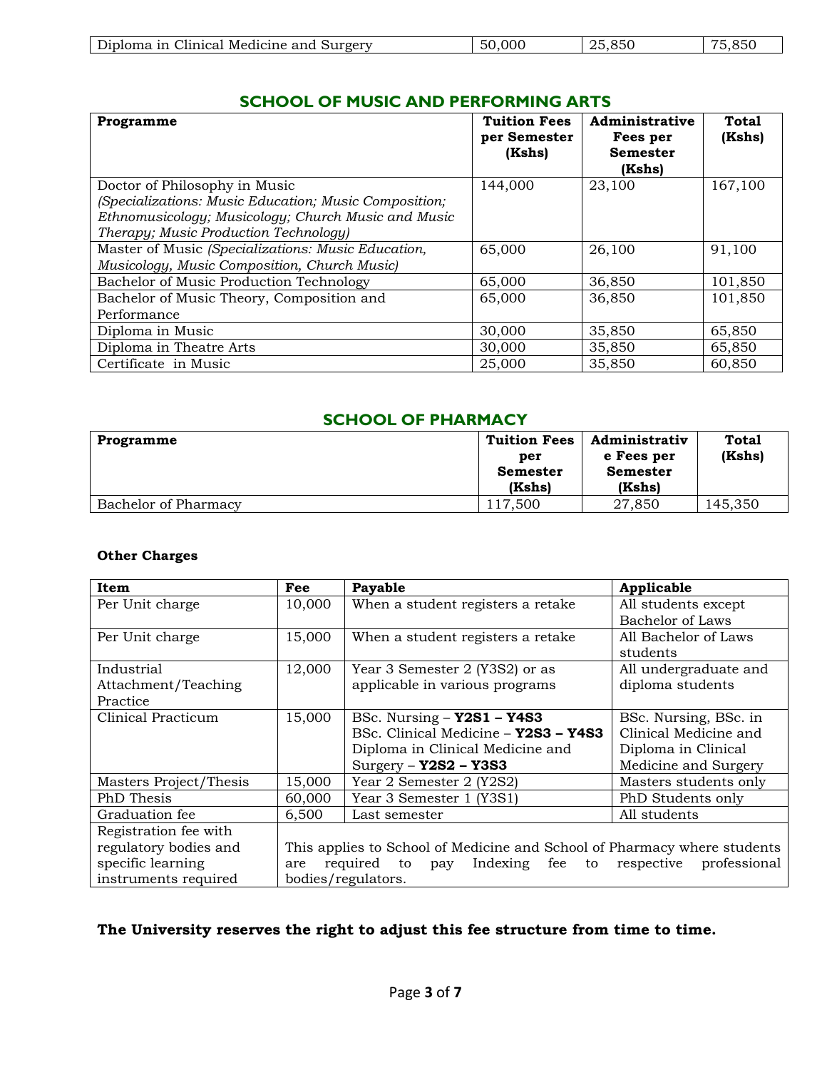| Diploma in Clinical Medicine and Surgery | 50,000 | 25,850 | 75,850 |
|---|---|---|---|

## SCHOOL OF MUSIC AND PERFORMING ARTS

| Programme | Tuition Fees per Semester (Kshs) | Administrative Fees per Semester (Kshs) | Total (Kshs) |
|---|---|---|---|
| Doctor of Philosophy in Music *(Specializations: Music Education; Music Composition; Ethnomusicology; Musicology; Church Music and Music Therapy; Music Production Technology)* | 144,000 | 23,100 | 167,100 |
| Master of Music *(Specializations: Music Education, Musicology, Music Composition, Church Music)* | 65,000 | 26,100 | 91,100 |
| Bachelor of Music Production Technology | 65,000 | 36,850 | 101,850 |
| Bachelor of Music Theory, Composition and Performance | 65,000 | 36,850 | 101,850 |
| Diploma in Music | 30,000 | 35,850 | 65,850 |
| Diploma in Theatre Arts | 30,000 | 35,850 | 65,850 |
| Certificate in Music | 25,000 | 35,850 | 60,850 |

## SCHOOL OF PHARMACY

| Programme | Tuition Fees per Semester (Kshs) | Administrative Fees per Semester (Kshs) | Total (Kshs) |
|---|---|---|---|
| Bachelor of Pharmacy | 117,500 | 27,850 | 145,350 |

**Other Charges**

| Item | Fee | Payable | Applicable |
|---|---|---|---|
| Per Unit charge | 10,000 | When a student registers a retake | All students except Bachelor of Laws |
| Per Unit charge | 15,000 | When a student registers a retake | All Bachelor of Laws students |
| Industrial Attachment/Teaching Practice | 12,000 | Year 3 Semester 2 (Y3S2) or as applicable in various programs | All undergraduate and diploma students |
| Clinical Practicum | 15,000 | BSc. Nursing – **Y2S1 – Y4S3**<br>BSc. Clinical Medicine – **Y2S3 – Y4S3**<br>Diploma in Clinical Medicine and Surgery – **Y2S2 – Y3S3** | BSc. Nursing, BSc. in Clinical Medicine and Diploma in Clinical Medicine and Surgery |
| Masters Project/Thesis | 15,000 | Year 2 Semester 2 (Y2S2) | Masters students only |
| PhD Thesis | 60,000 | Year 3 Semester 1 (Y3S1) | PhD Students only |
| Graduation fee | 6,500 | Last semester | All students |
| Registration fee with regulatory bodies and specific learning instruments required | This applies to School of Medicine and School of Pharmacy where students are required to pay Indexing fee to respective professional bodies/regulators. | | |

**The University reserves the right to adjust this fee structure from time to time.**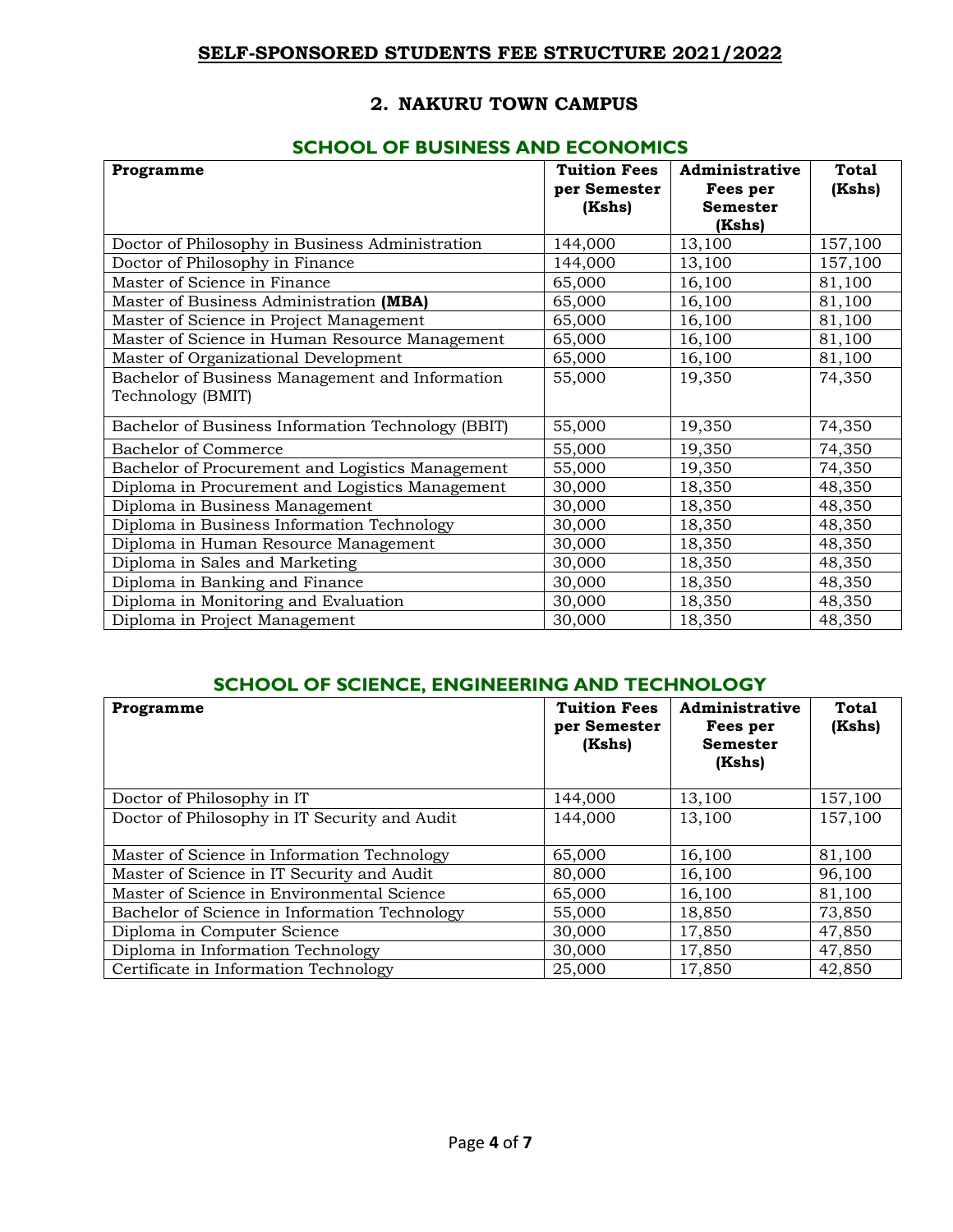# SELF-SPONSORED STUDENTS FEE STRUCTURE 2021/2022

## 2. NAKURU TOWN CAMPUS

### SCHOOL OF BUSINESS AND ECONOMICS

| Programme | Tuition Fees per Semester (Kshs) | Administrative Fees per Semester (Kshs) | Total (Kshs) |
|---|---|---|---|
| Doctor of Philosophy in Business Administration | 144,000 | 13,100 | 157,100 |
| Doctor of Philosophy in Finance | 144,000 | 13,100 | 157,100 |
| Master of Science in Finance | 65,000 | 16,100 | 81,100 |
| Master of Business Administration **(MBA)** | 65,000 | 16,100 | 81,100 |
| Master of Science in Project Management | 65,000 | 16,100 | 81,100 |
| Master of Science in Human Resource Management | 65,000 | 16,100 | 81,100 |
| Master of Organizational Development | 65,000 | 16,100 | 81,100 |
| Bachelor of Business Management and Information Technology (BMIT) | 55,000 | 19,350 | 74,350 |
| Bachelor of Business Information Technology (BBIT) | 55,000 | 19,350 | 74,350 |
| Bachelor of Commerce | 55,000 | 19,350 | 74,350 |
| Bachelor of Procurement and Logistics Management | 55,000 | 19,350 | 74,350 |
| Diploma in Procurement and Logistics Management | 30,000 | 18,350 | 48,350 |
| Diploma in Business Management | 30,000 | 18,350 | 48,350 |
| Diploma in Business Information Technology | 30,000 | 18,350 | 48,350 |
| Diploma in Human Resource Management | 30,000 | 18,350 | 48,350 |
| Diploma in Sales and Marketing | 30,000 | 18,350 | 48,350 |
| Diploma in Banking and Finance | 30,000 | 18,350 | 48,350 |
| Diploma in Monitoring and Evaluation | 30,000 | 18,350 | 48,350 |
| Diploma in Project Management | 30,000 | 18,350 | 48,350 |

### SCHOOL OF SCIENCE, ENGINEERING AND TECHNOLOGY

| Programme | Tuition Fees per Semester (Kshs) | Administrative Fees per Semester (Kshs) | Total (Kshs) |
|---|---|---|---|
| Doctor of Philosophy in IT | 144,000 | 13,100 | 157,100 |
| Doctor of Philosophy in IT Security and Audit | 144,000 | 13,100 | 157,100 |
| Master of Science in Information Technology | 65,000 | 16,100 | 81,100 |
| Master of Science in IT Security and Audit | 80,000 | 16,100 | 96,100 |
| Master of Science in Environmental Science | 65,000 | 16,100 | 81,100 |
| Bachelor of Science in Information Technology | 55,000 | 18,850 | 73,850 |
| Diploma in Computer Science | 30,000 | 17,850 | 47,850 |
| Diploma in Information Technology | 30,000 | 17,850 | 47,850 |
| Certificate in Information Technology | 25,000 | 17,850 | 42,850 |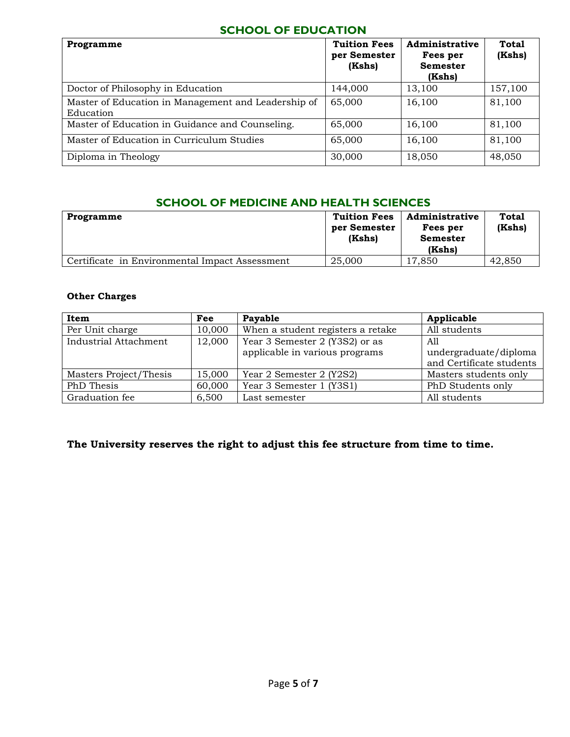## SCHOOL OF EDUCATION

| Programme | Tuition Fees per Semester (Kshs) | Administrative Fees per Semester (Kshs) | Total (Kshs) |
|---|---|---|---|
| Doctor of Philosophy in Education | 144,000 | 13,100 | 157,100 |
| Master of Education in Management and Leadership of Education | 65,000 | 16,100 | 81,100 |
| Master of Education in Guidance and Counseling. | 65,000 | 16,100 | 81,100 |
| Master of Education in Curriculum Studies | 65,000 | 16,100 | 81,100 |
| Diploma in Theology | 30,000 | 18,050 | 48,050 |

## SCHOOL OF MEDICINE AND HEALTH SCIENCES

| Programme | Tuition Fees per Semester (Kshs) | Administrative Fees per Semester (Kshs) | Total (Kshs) |
|---|---|---|---|
| Certificate in Environmental Impact Assessment | 25,000 | 17,850 | 42,850 |

**Other Charges**

| Item | Fee | Payable | Applicable |
|---|---|---|---|
| Per Unit charge | 10,000 | When a student registers a retake | All students |
| Industrial Attachment | 12,000 | Year 3 Semester 2 (Y3S2) or as applicable in various programs | All undergraduate/diploma and Certificate students |
| Masters Project/Thesis | 15,000 | Year 2 Semester 2 (Y2S2) | Masters students only |
| PhD Thesis | 60,000 | Year 3 Semester 1 (Y3S1) | PhD Students only |
| Graduation fee | 6,500 | Last semester | All students |

**The University reserves the right to adjust this fee structure from time to time.**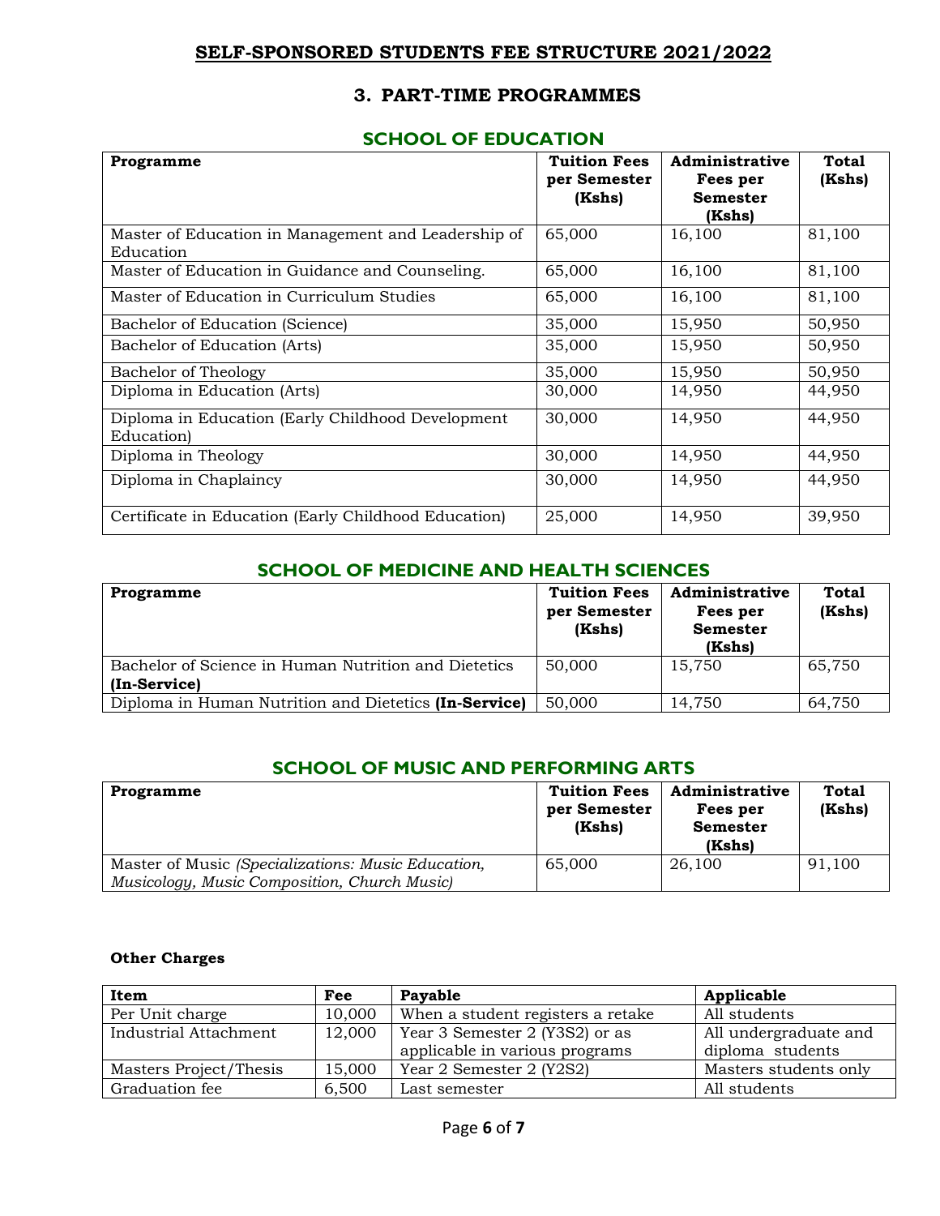# SELF-SPONSORED STUDENTS FEE STRUCTURE 2021/2022

## 3. PART-TIME PROGRAMMES

### SCHOOL OF EDUCATION

| Programme | Tuition Fees per Semester (Kshs) | Administrative Fees per Semester (Kshs) | Total (Kshs) |
|---|---|---|---|
| Master of Education in Management and Leadership of Education | 65,000 | 16,100 | 81,100 |
| Master of Education in Guidance and Counseling. | 65,000 | 16,100 | 81,100 |
| Master of Education in Curriculum Studies | 65,000 | 16,100 | 81,100 |
| Bachelor of Education (Science) | 35,000 | 15,950 | 50,950 |
| Bachelor of Education (Arts) | 35,000 | 15,950 | 50,950 |
| Bachelor of Theology | 35,000 | 15,950 | 50,950 |
| Diploma in Education (Arts) | 30,000 | 14,950 | 44,950 |
| Diploma in Education (Early Childhood Development Education) | 30,000 | 14,950 | 44,950 |
| Diploma in Theology | 30,000 | 14,950 | 44,950 |
| Diploma in Chaplaincy | 30,000 | 14,950 | 44,950 |
| Certificate in Education (Early Childhood Education) | 25,000 | 14,950 | 39,950 |

### SCHOOL OF MEDICINE AND HEALTH SCIENCES

| Programme | Tuition Fees per Semester (Kshs) | Administrative Fees per Semester (Kshs) | Total (Kshs) |
|---|---|---|---|
| Bachelor of Science in Human Nutrition and Dietetics **(In-Service)** | 50,000 | 15,750 | 65,750 |
| Diploma in Human Nutrition and Dietetics **(In-Service)** | 50,000 | 14,750 | 64,750 |

### SCHOOL OF MUSIC AND PERFORMING ARTS

| Programme | Tuition Fees per Semester (Kshs) | Administrative Fees per Semester (Kshs) | Total (Kshs) |
|---|---|---|---|
| Master of Music *(Specializations: Music Education, Musicology, Music Composition, Church Music)* | 65,000 | 26,100 | 91,100 |

**Other Charges**

| Item | Fee | Payable | Applicable |
|---|---|---|---|
| Per Unit charge | 10,000 | When a student registers a retake | All students |
| Industrial Attachment | 12,000 | Year 3 Semester 2 (Y3S2) or as applicable in various programs | All undergraduate and diploma students |
| Masters Project/Thesis | 15,000 | Year 2 Semester 2 (Y2S2) | Masters students only |
| Graduation fee | 6,500 | Last semester | All students |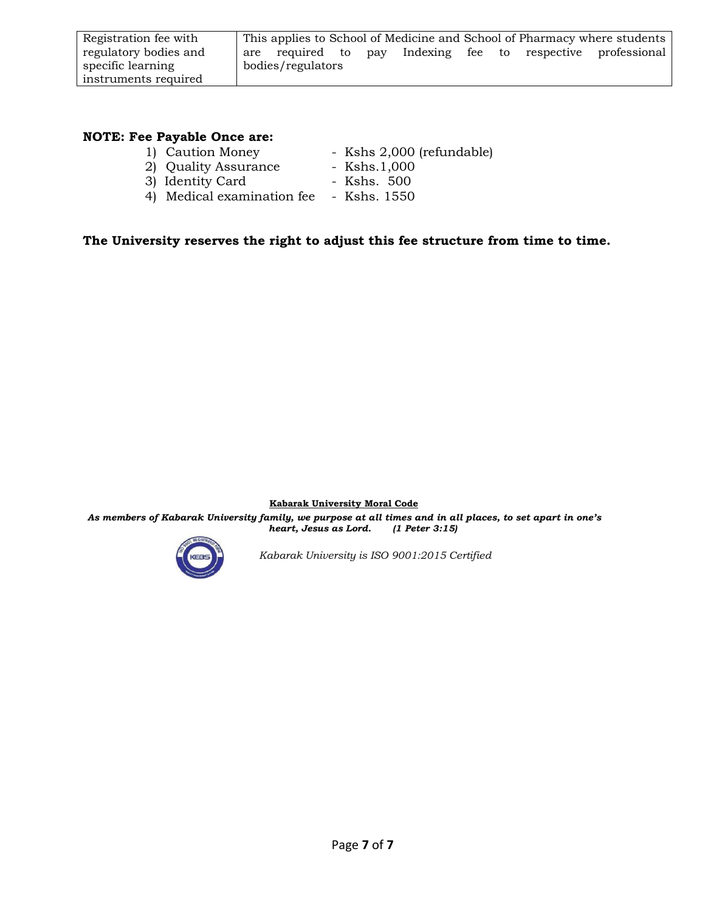| | |
|---|---|
| Registration fee with regulatory bodies and specific learning instruments required | This applies to School of Medicine and School of Pharmacy where students are required to pay Indexing fee to respective professional bodies/regulators |

**NOTE: Fee Payable Once are:**

1) Caution Money - Kshs 2,000 (refundable)
2) Quality Assurance - Kshs.1,000
3) Identity Card - Kshs. 500
4) Medical examination fee - Kshs. 1550

**The University reserves the right to adjust this fee structure from time to time.**

**Kabarak University Moral Code**

***As members of Kabarak University family, we purpose at all times and in all places, to set apart in one's heart, Jesus as Lord. (1 Peter 3:15)***

*Kabarak University is ISO 9001:2015 Certified*